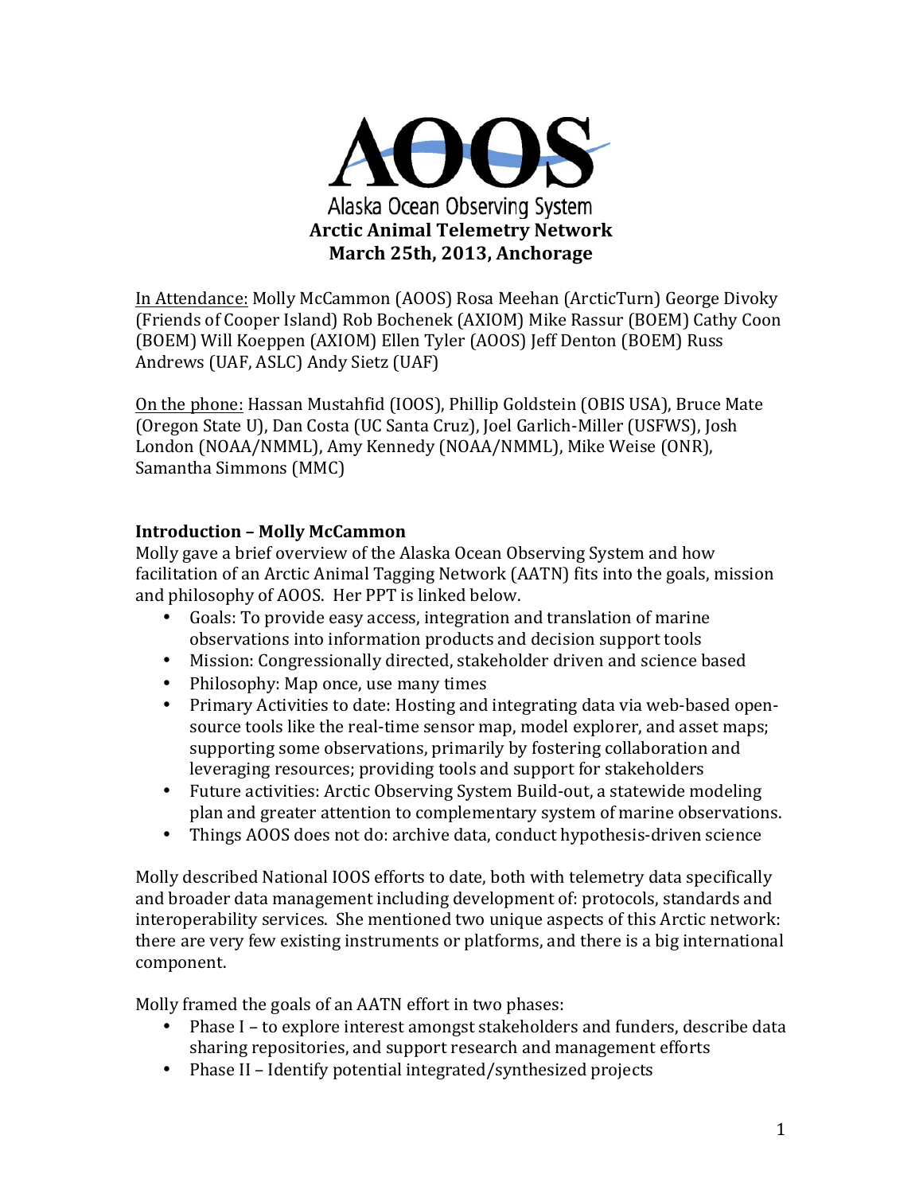# AOOS

Alaska Ocean Observing System

**Arctic Animal Telemetry Network**

**March 25th, 2013, Anchorage**

In Attendance: Molly McCammon (AOOS) Rosa Meehan (ArcticTurn) George Divoky (Friends of Cooper Island) Rob Bochenek (AXIOM) Mike Rassur (BOEM) Cathy Coon (BOEM) Will Koeppen (AXIOM) Ellen Tyler (AOOS) Jeff Denton (BOEM) Russ Andrews (UAF, ASLC) Andy Sietz (UAF)

On the phone: Hassan Mustahfid (IOOS), Phillip Goldstein (OBIS USA), Bruce Mate (Oregon State U), Dan Costa (UC Santa Cruz), Joel Garlich-Miller (USFWS), Josh London (NOAA/NMML), Amy Kennedy (NOAA/NMML), Mike Weise (ONR), Samantha Simmons (MMC)

## Introduction – Molly McCammon

Molly gave a brief overview of the Alaska Ocean Observing System and how facilitation of an Arctic Animal Tagging Network (AATN) fits into the goals, mission and philosophy of AOOS. Her PPT is linked below.

- Goals: To provide easy access, integration and translation of marine observations into information products and decision support tools
- Mission: Congressionally directed, stakeholder driven and science based
- Philosophy: Map once, use many times
- Primary Activities to date: Hosting and integrating data via web-based open-source tools like the real-time sensor map, model explorer, and asset maps; supporting some observations, primarily by fostering collaboration and leveraging resources; providing tools and support for stakeholders
- Future activities: Arctic Observing System Build-out, a statewide modeling plan and greater attention to complementary system of marine observations.
- Things AOOS does not do: archive data, conduct hypothesis-driven science

Molly described National IOOS efforts to date, both with telemetry data specifically and broader data management including development of: protocols, standards and interoperability services. She mentioned two unique aspects of this Arctic network: there are very few existing instruments or platforms, and there is a big international component.

Molly framed the goals of an AATN effort in two phases:

- Phase I – to explore interest amongst stakeholders and funders, describe data sharing repositories, and support research and management efforts
- Phase II – Identify potential integrated/synthesized projects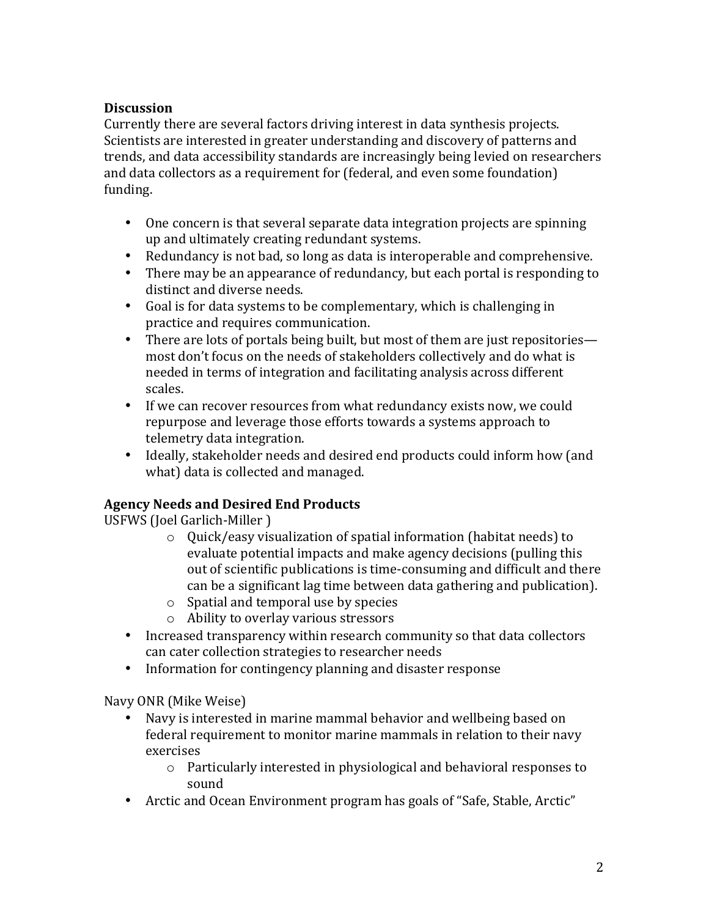**Discussion**

Currently there are several factors driving interest in data synthesis projects. Scientists are interested in greater understanding and discovery of patterns and trends, and data accessibility standards are increasingly being levied on researchers and data collectors as a requirement for (federal, and even some foundation) funding.

- One concern is that several separate data integration projects are spinning up and ultimately creating redundant systems.
- Redundancy is not bad, so long as data is interoperable and comprehensive.
- There may be an appearance of redundancy, but each portal is responding to distinct and diverse needs.
- Goal is for data systems to be complementary, which is challenging in practice and requires communication.
- There are lots of portals being built, but most of them are just repositories—most don't focus on the needs of stakeholders collectively and do what is needed in terms of integration and facilitating analysis across different scales.
- If we can recover resources from what redundancy exists now, we could repurpose and leverage those efforts towards a systems approach to telemetry data integration.
- Ideally, stakeholder needs and desired end products could inform how (and what) data is collected and managed.

**Agency Needs and Desired End Products**

USFWS (Joel Garlich-Miller )

- Quick/easy visualization of spatial information (habitat needs) to evaluate potential impacts and make agency decisions (pulling this out of scientific publications is time-consuming and difficult and there can be a significant lag time between data gathering and publication).
- Spatial and temporal use by species
- Ability to overlay various stressors

- Increased transparency within research community so that data collectors can cater collection strategies to researcher needs
- Information for contingency planning and disaster response

Navy ONR (Mike Weise)

- Navy is interested in marine mammal behavior and wellbeing based on federal requirement to monitor marine mammals in relation to their navy exercises
  - Particularly interested in physiological and behavioral responses to sound
- Arctic and Ocean Environment program has goals of "Safe, Stable, Arctic"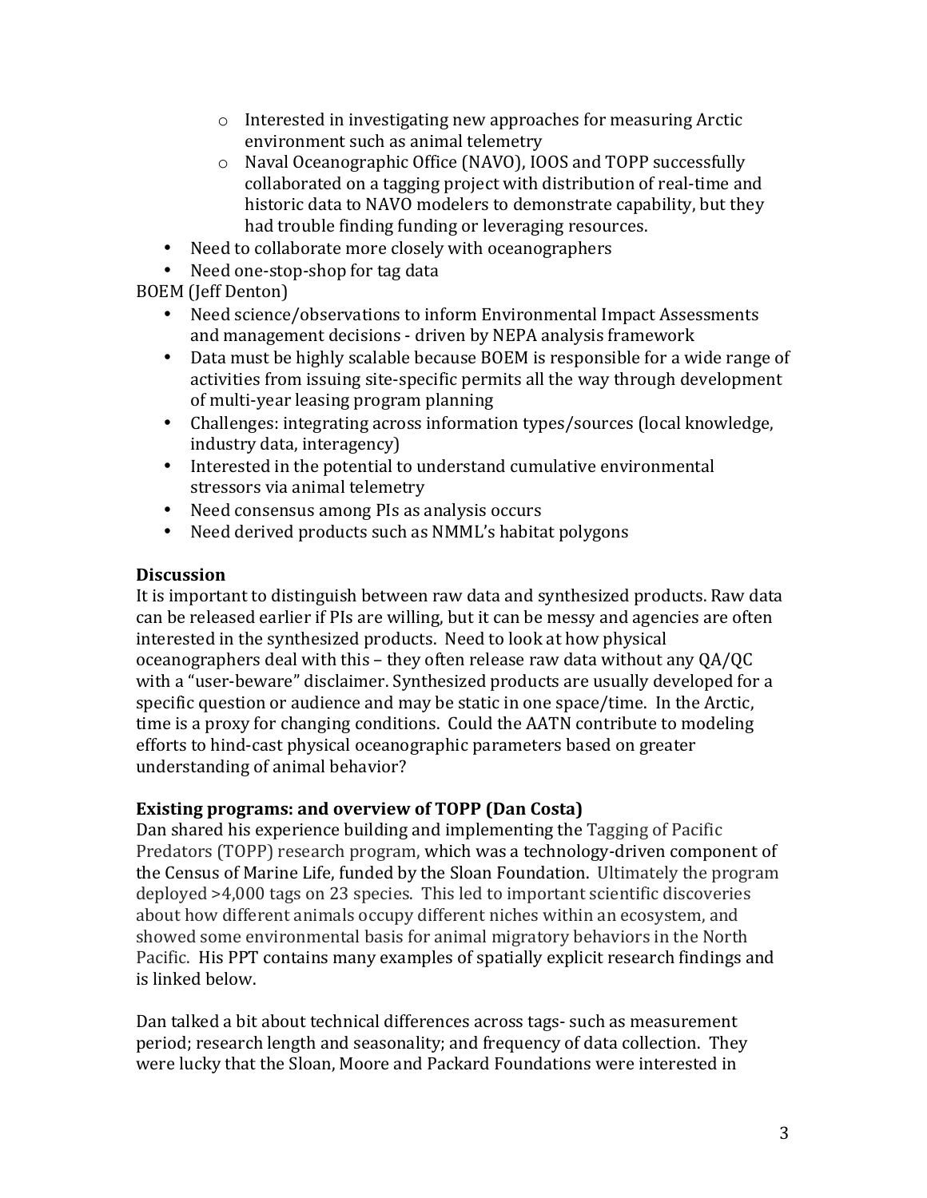- Interested in investigating new approaches for measuring Arctic environment such as animal telemetry
  - Naval Oceanographic Office (NAVO), IOOS and TOPP successfully collaborated on a tagging project with distribution of real-time and historic data to NAVO modelers to demonstrate capability, but they had trouble finding funding or leveraging resources.
- Need to collaborate more closely with oceanographers
- Need one-stop-shop for tag data

BOEM (Jeff Denton)

- Need science/observations to inform Environmental Impact Assessments and management decisions - driven by NEPA analysis framework
- Data must be highly scalable because BOEM is responsible for a wide range of activities from issuing site-specific permits all the way through development of multi-year leasing program planning
- Challenges: integrating across information types/sources (local knowledge, industry data, interagency)
- Interested in the potential to understand cumulative environmental stressors via animal telemetry
- Need consensus among PIs as analysis occurs
- Need derived products such as NMML's habitat polygons

**Discussion**

It is important to distinguish between raw data and synthesized products. Raw data can be released earlier if PIs are willing, but it can be messy and agencies are often interested in the synthesized products. Need to look at how physical oceanographers deal with this – they often release raw data without any QA/QC with a "user-beware" disclaimer. Synthesized products are usually developed for a specific question or audience and may be static in one space/time. In the Arctic, time is a proxy for changing conditions. Could the AATN contribute to modeling efforts to hind-cast physical oceanographic parameters based on greater understanding of animal behavior?

**Existing programs: and overview of TOPP (Dan Costa)**

Dan shared his experience building and implementing the Tagging of Pacific Predators (TOPP) research program, which was a technology-driven component of the Census of Marine Life, funded by the Sloan Foundation. Ultimately the program deployed >4,000 tags on 23 species. This led to important scientific discoveries about how different animals occupy different niches within an ecosystem, and showed some environmental basis for animal migratory behaviors in the North Pacific. His PPT contains many examples of spatially explicit research findings and is linked below.

Dan talked a bit about technical differences across tags- such as measurement period; research length and seasonality; and frequency of data collection. They were lucky that the Sloan, Moore and Packard Foundations were interested in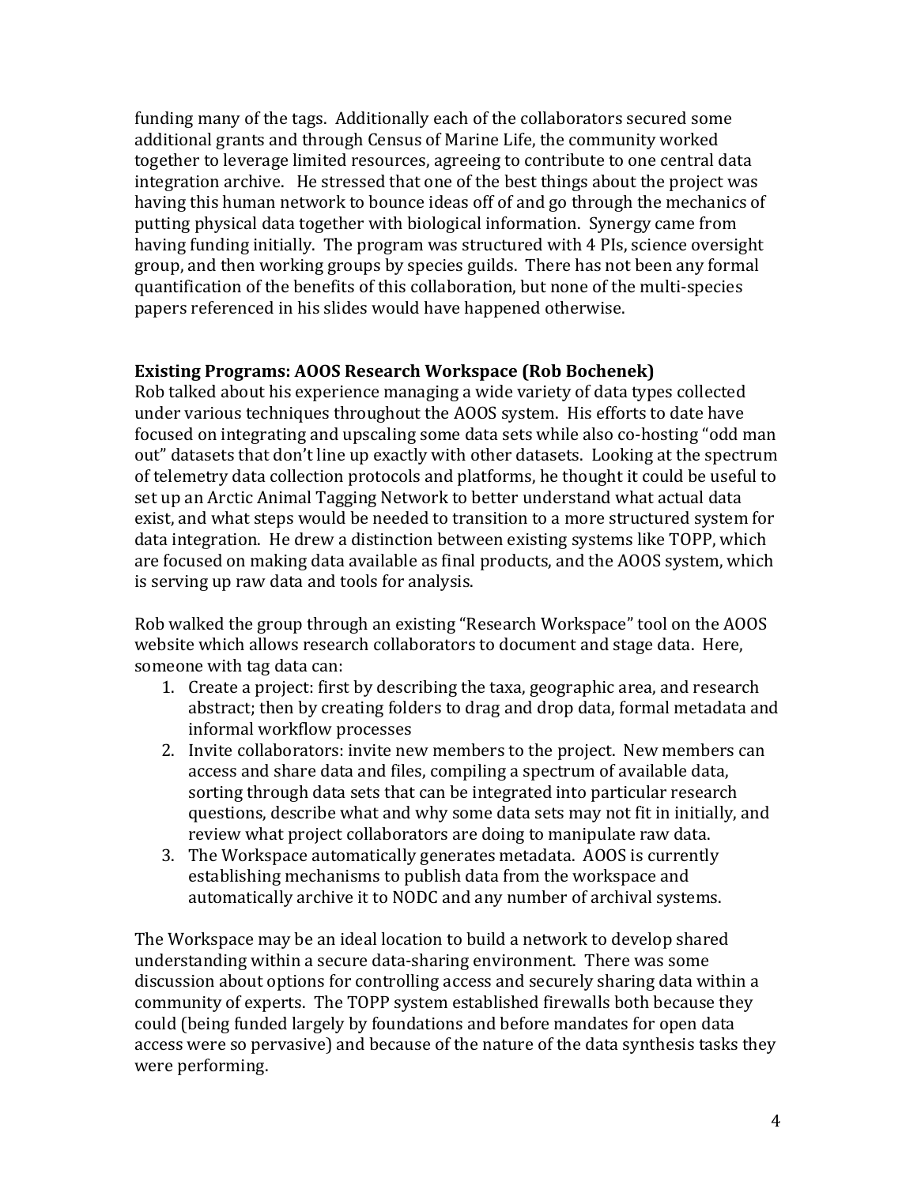funding many of the tags. Additionally each of the collaborators secured some additional grants and through Census of Marine Life, the community worked together to leverage limited resources, agreeing to contribute to one central data integration archive. He stressed that one of the best things about the project was having this human network to bounce ideas off of and go through the mechanics of putting physical data together with biological information. Synergy came from having funding initially. The program was structured with 4 PIs, science oversight group, and then working groups by species guilds. There has not been any formal quantification of the benefits of this collaboration, but none of the multi-species papers referenced in his slides would have happened otherwise.

**Existing Programs: AOOS Research Workspace (Rob Bochenek)**

Rob talked about his experience managing a wide variety of data types collected under various techniques throughout the AOOS system. His efforts to date have focused on integrating and upscaling some data sets while also co-hosting "odd man out" datasets that don't line up exactly with other datasets. Looking at the spectrum of telemetry data collection protocols and platforms, he thought it could be useful to set up an Arctic Animal Tagging Network to better understand what actual data exist, and what steps would be needed to transition to a more structured system for data integration. He drew a distinction between existing systems like TOPP, which are focused on making data available as final products, and the AOOS system, which is serving up raw data and tools for analysis.

Rob walked the group through an existing "Research Workspace" tool on the AOOS website which allows research collaborators to document and stage data. Here, someone with tag data can:

1. Create a project: first by describing the taxa, geographic area, and research abstract; then by creating folders to drag and drop data, formal metadata and informal workflow processes
2. Invite collaborators: invite new members to the project. New members can access and share data and files, compiling a spectrum of available data, sorting through data sets that can be integrated into particular research questions, describe what and why some data sets may not fit in initially, and review what project collaborators are doing to manipulate raw data.
3. The Workspace automatically generates metadata. AOOS is currently establishing mechanisms to publish data from the workspace and automatically archive it to NODC and any number of archival systems.

The Workspace may be an ideal location to build a network to develop shared understanding within a secure data-sharing environment. There was some discussion about options for controlling access and securely sharing data within a community of experts. The TOPP system established firewalls both because they could (being funded largely by foundations and before mandates for open data access were so pervasive) and because of the nature of the data synthesis tasks they were performing.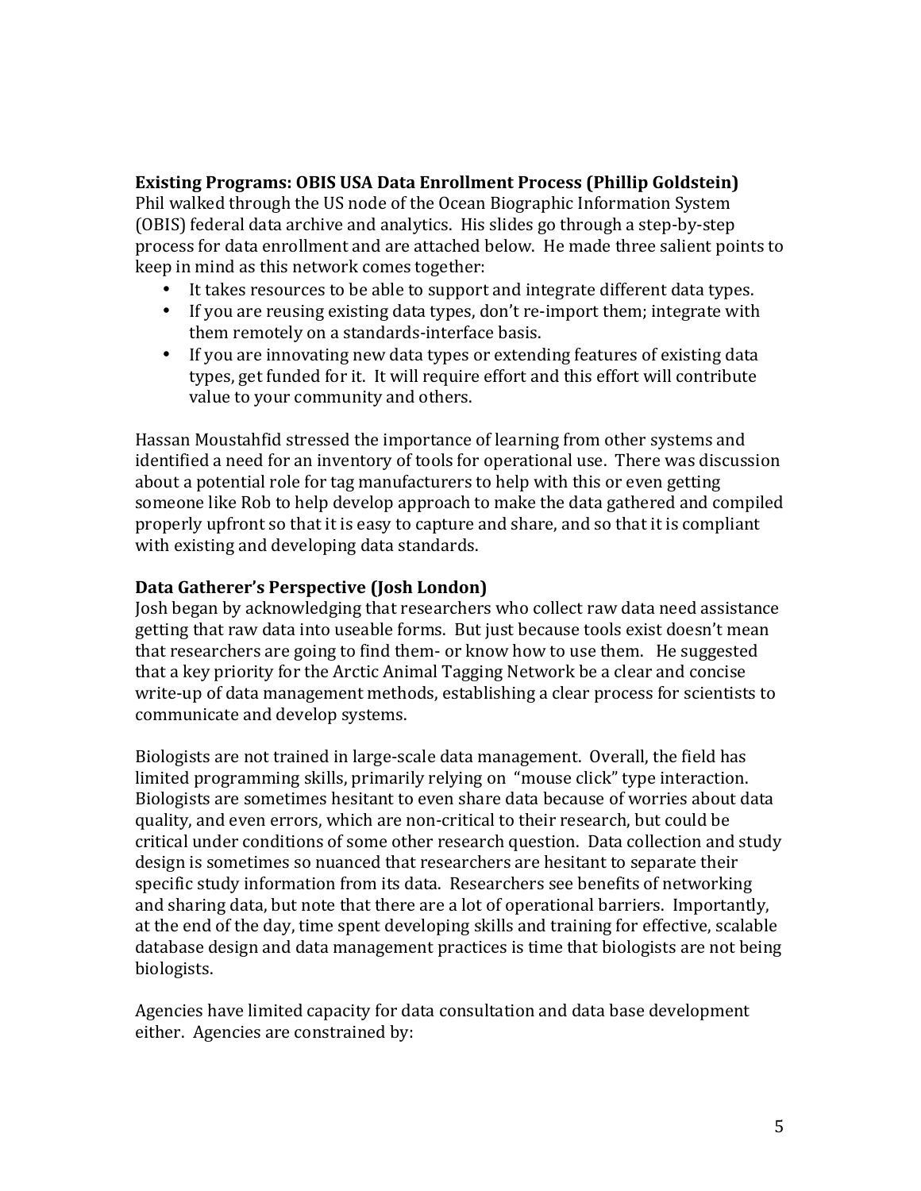**Existing Programs: OBIS USA Data Enrollment Process (Phillip Goldstein)**

Phil walked through the US node of the Ocean Biographic Information System (OBIS) federal data archive and analytics. His slides go through a step-by-step process for data enrollment and are attached below. He made three salient points to keep in mind as this network comes together:

- It takes resources to be able to support and integrate different data types.
- If you are reusing existing data types, don't re-import them; integrate with them remotely on a standards-interface basis.
- If you are innovating new data types or extending features of existing data types, get funded for it. It will require effort and this effort will contribute value to your community and others.

Hassan Moustahfid stressed the importance of learning from other systems and identified a need for an inventory of tools for operational use. There was discussion about a potential role for tag manufacturers to help with this or even getting someone like Rob to help develop approach to make the data gathered and compiled properly upfront so that it is easy to capture and share, and so that it is compliant with existing and developing data standards.

**Data Gatherer's Perspective (Josh London)**

Josh began by acknowledging that researchers who collect raw data need assistance getting that raw data into useable forms. But just because tools exist doesn't mean that researchers are going to find them- or know how to use them. He suggested that a key priority for the Arctic Animal Tagging Network be a clear and concise write-up of data management methods, establishing a clear process for scientists to communicate and develop systems.

Biologists are not trained in large-scale data management. Overall, the field has limited programming skills, primarily relying on "mouse click" type interaction. Biologists are sometimes hesitant to even share data because of worries about data quality, and even errors, which are non-critical to their research, but could be critical under conditions of some other research question. Data collection and study design is sometimes so nuanced that researchers are hesitant to separate their specific study information from its data. Researchers see benefits of networking and sharing data, but note that there are a lot of operational barriers. Importantly, at the end of the day, time spent developing skills and training for effective, scalable database design and data management practices is time that biologists are not being biologists.

Agencies have limited capacity for data consultation and data base development either. Agencies are constrained by: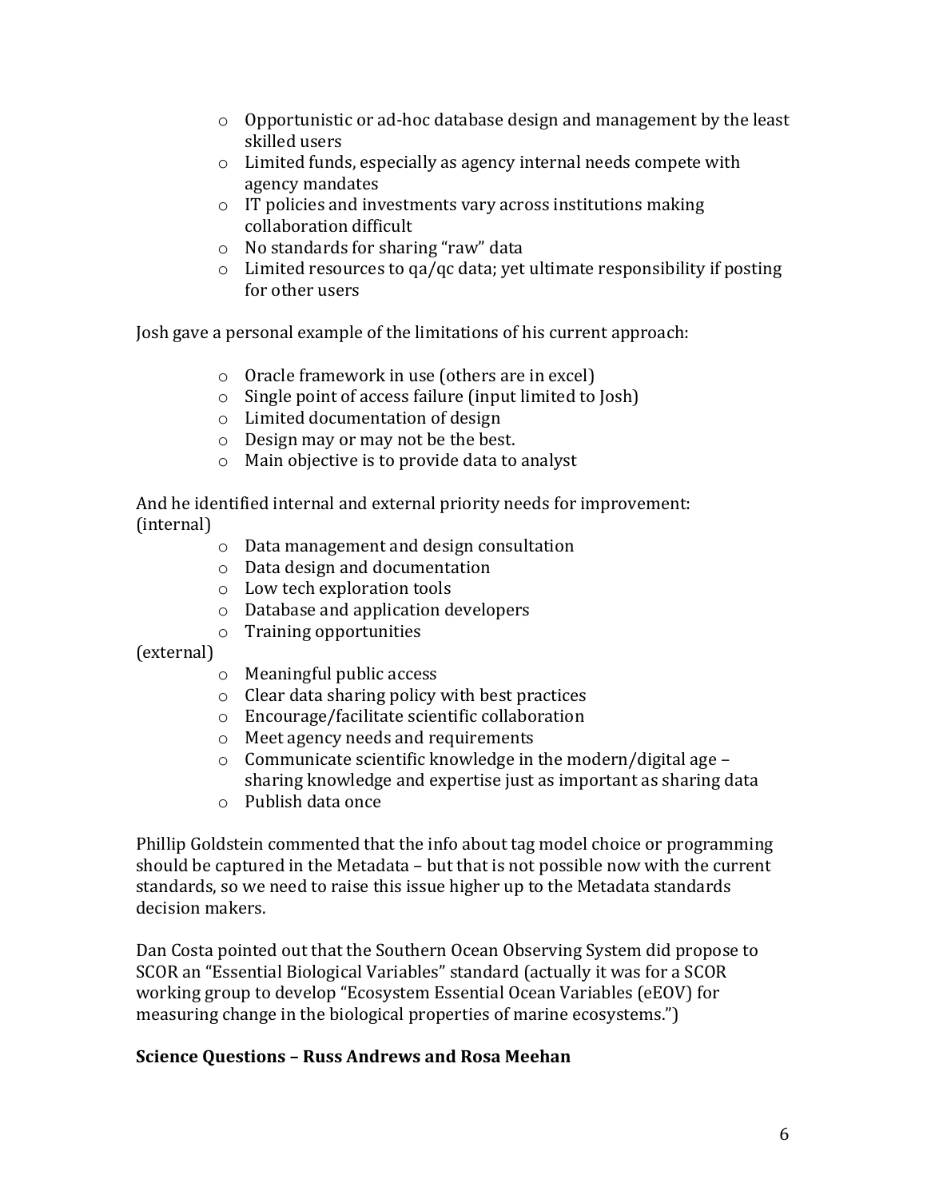- Opportunistic or ad-hoc database design and management by the least skilled users
- Limited funds, especially as agency internal needs compete with agency mandates
- IT policies and investments vary across institutions making collaboration difficult
- No standards for sharing "raw" data
- Limited resources to qa/qc data; yet ultimate responsibility if posting for other users

Josh gave a personal example of the limitations of his current approach:

- Oracle framework in use (others are in excel)
- Single point of access failure (input limited to Josh)
- Limited documentation of design
- Design may or may not be the best.
- Main objective is to provide data to analyst

And he identified internal and external priority needs for improvement:
(internal)

- Data management and design consultation
- Data design and documentation
- Low tech exploration tools
- Database and application developers
- Training opportunities

(external)

- Meaningful public access
- Clear data sharing policy with best practices
- Encourage/facilitate scientific collaboration
- Meet agency needs and requirements
- Communicate scientific knowledge in the modern/digital age – sharing knowledge and expertise just as important as sharing data
- Publish data once

Phillip Goldstein commented that the info about tag model choice or programming should be captured in the Metadata – but that is not possible now with the current standards, so we need to raise this issue higher up to the Metadata standards decision makers.

Dan Costa pointed out that the Southern Ocean Observing System did propose to SCOR an "Essential Biological Variables" standard (actually it was for a SCOR working group to develop "Ecosystem Essential Ocean Variables (eEOV) for measuring change in the biological properties of marine ecosystems.")

**Science Questions – Russ Andrews and Rosa Meehan**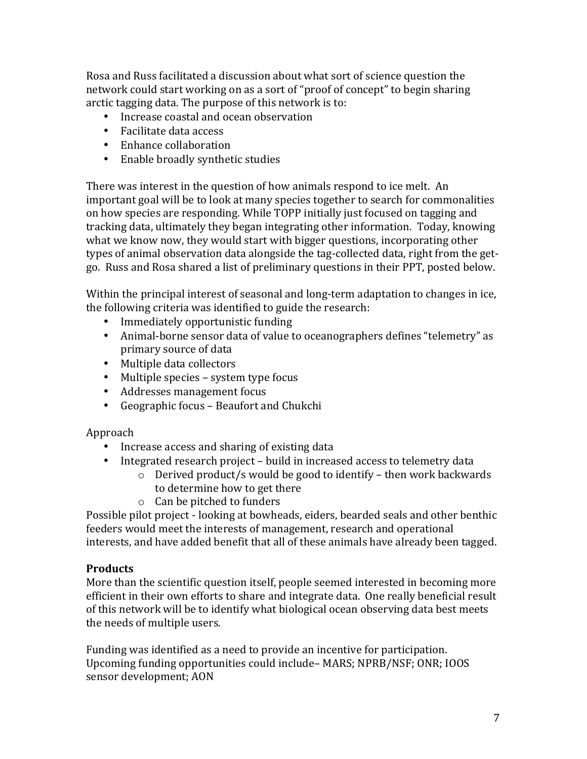Rosa and Russ facilitated a discussion about what sort of science question the network could start working on as a sort of "proof of concept" to begin sharing arctic tagging data. The purpose of this network is to:

- Increase coastal and ocean observation
- Facilitate data access
- Enhance collaboration
- Enable broadly synthetic studies

There was interest in the question of how animals respond to ice melt. An important goal will be to look at many species together to search for commonalities on how species are responding. While TOPP initially just focused on tagging and tracking data, ultimately they began integrating other information. Today, knowing what we know now, they would start with bigger questions, incorporating other types of animal observation data alongside the tag-collected data, right from the get-go. Russ and Rosa shared a list of preliminary questions in their PPT, posted below.

Within the principal interest of seasonal and long-term adaptation to changes in ice, the following criteria was identified to guide the research:

- Immediately opportunistic funding
- Animal-borne sensor data of value to oceanographers defines "telemetry" as primary source of data
- Multiple data collectors
- Multiple species – system type focus
- Addresses management focus
- Geographic focus – Beaufort and Chukchi

Approach

- Increase access and sharing of existing data
- Integrated research project – build in increased access to telemetry data
  - Derived product/s would be good to identify – then work backwards to determine how to get there
  - Can be pitched to funders

Possible pilot project - looking at bowheads, eiders, bearded seals and other benthic feeders would meet the interests of management, research and operational interests, and have added benefit that all of these animals have already been tagged.

**Products**

More than the scientific question itself, people seemed interested in becoming more efficient in their own efforts to share and integrate data. One really beneficial result of this network will be to identify what biological ocean observing data best meets the needs of multiple users.

Funding was identified as a need to provide an incentive for participation. Upcoming funding opportunities could include– MARS; NPRB/NSF; ONR; IOOS sensor development; AON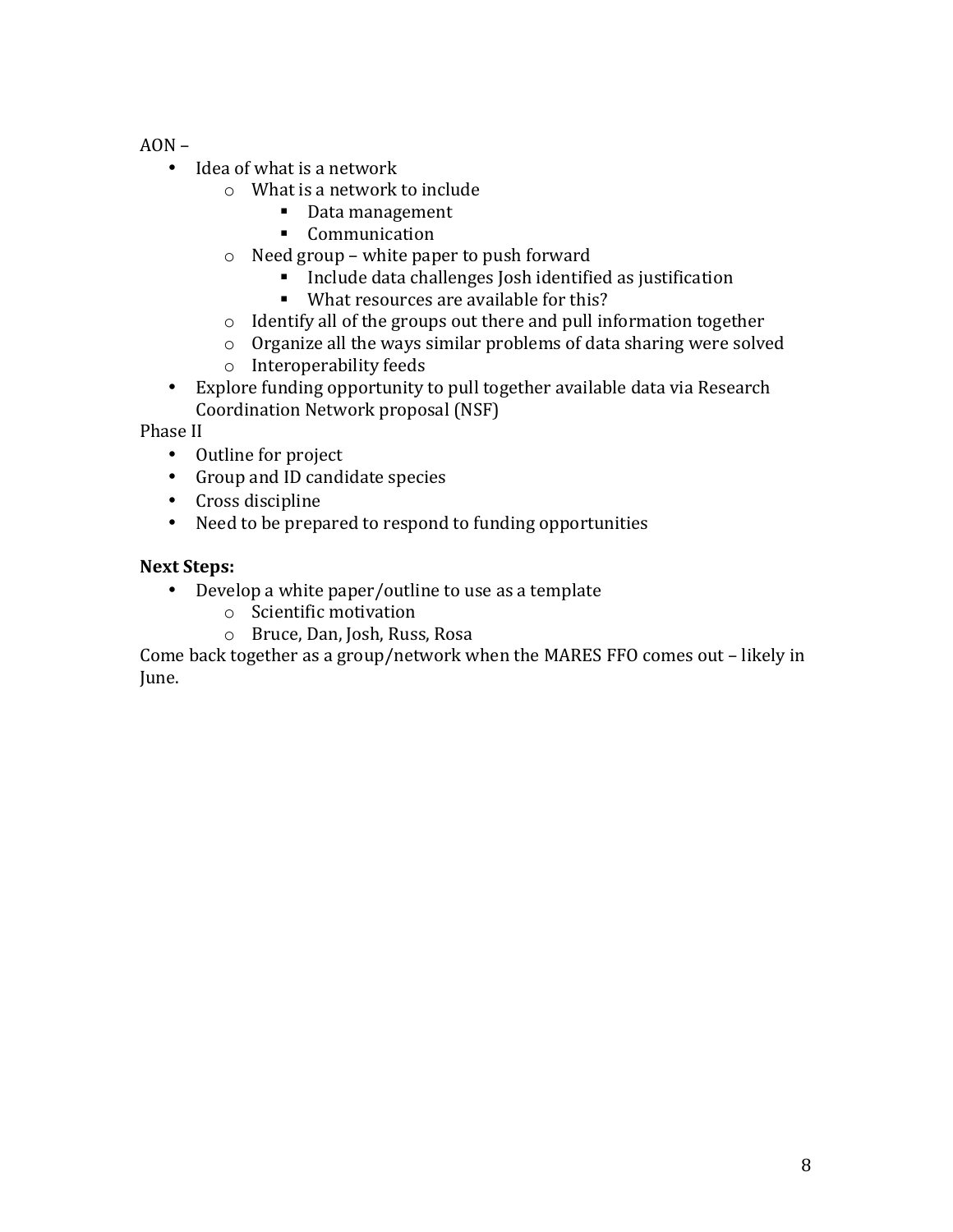AON –

- Idea of what is a network
  - What is a network to include
    - Data management
    - Communication
  - Need group – white paper to push forward
    - Include data challenges Josh identified as justification
    - What resources are available for this?
  - Identify all of the groups out there and pull information together
  - Organize all the ways similar problems of data sharing were solved
  - Interoperability feeds
- Explore funding opportunity to pull together available data via Research Coordination Network proposal (NSF)

Phase II

- Outline for project
- Group and ID candidate species
- Cross discipline
- Need to be prepared to respond to funding opportunities

**Next Steps:**

- Develop a white paper/outline to use as a template
  - Scientific motivation
  - Bruce, Dan, Josh, Russ, Rosa

Come back together as a group/network when the MARES FFO comes out – likely in June.